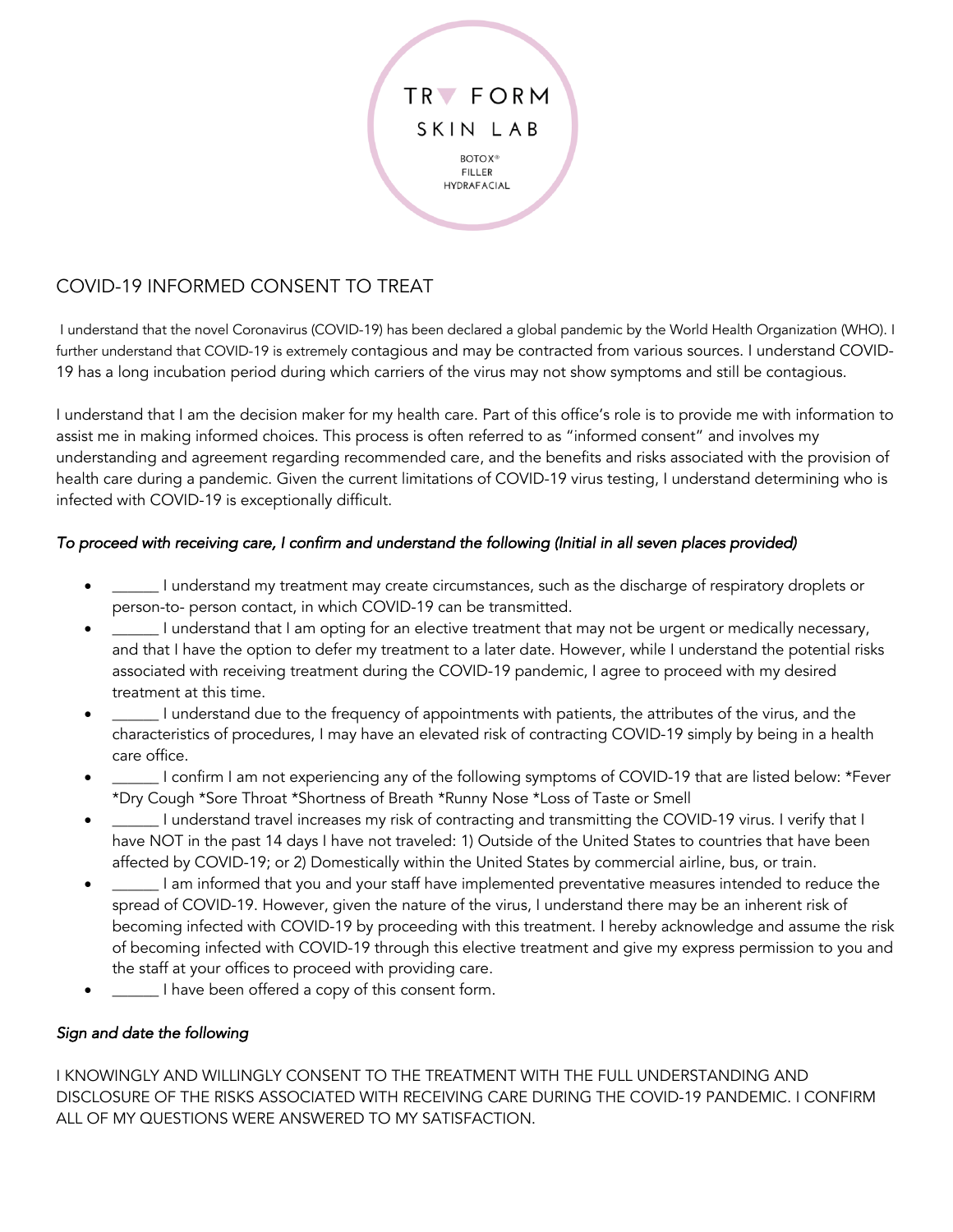TR▼ FORM

SKIN LAB

BOTOX®
FILLER
HYDRAFACIAL

## COVID-19 INFORMED CONSENT TO TREAT

I understand that the novel Coronavirus (COVID-19) has been declared a global pandemic by the World Health Organization (WHO). I further understand that COVID-19 is extremely contagious and may be contracted from various sources. I understand COVID-19 has a long incubation period during which carriers of the virus may not show symptoms and still be contagious.

I understand that I am the decision maker for my health care. Part of this office's role is to provide me with information to assist me in making informed choices. This process is often referred to as "informed consent" and involves my understanding and agreement regarding recommended care, and the benefits and risks associated with the provision of health care during a pandemic. Given the current limitations of COVID-19 virus testing, I understand determining who is infected with COVID-19 is exceptionally difficult.

*To proceed with receiving care, I confirm and understand the following (Initial in all seven places provided)*

- ______ I understand my treatment may create circumstances, such as the discharge of respiratory droplets or person-to- person contact, in which COVID-19 can be transmitted.
- ______ I understand that I am opting for an elective treatment that may not be urgent or medically necessary, and that I have the option to defer my treatment to a later date. However, while I understand the potential risks associated with receiving treatment during the COVID-19 pandemic, I agree to proceed with my desired treatment at this time.
- ______ I understand due to the frequency of appointments with patients, the attributes of the virus, and the characteristics of procedures, I may have an elevated risk of contracting COVID-19 simply by being in a health care office.
- ______ I confirm I am not experiencing any of the following symptoms of COVID-19 that are listed below: *Fever *Dry Cough *Sore Throat *Shortness of Breath *Runny Nose *Loss of Taste or Smell
- ______ I understand travel increases my risk of contracting and transmitting the COVID-19 virus. I verify that I have NOT in the past 14 days I have not traveled: 1) Outside of the United States to countries that have been affected by COVID-19; or 2) Domestically within the United States by commercial airline, bus, or train.
- ______ I am informed that you and your staff have implemented preventative measures intended to reduce the spread of COVID-19. However, given the nature of the virus, I understand there may be an inherent risk of becoming infected with COVID-19 by proceeding with this treatment. I hereby acknowledge and assume the risk of becoming infected with COVID-19 through this elective treatment and give my express permission to you and the staff at your offices to proceed with providing care.
- ______ I have been offered a copy of this consent form.

*Sign and date the following*

I KNOWINGLY AND WILLINGLY CONSENT TO THE TREATMENT WITH THE FULL UNDERSTANDING AND DISCLOSURE OF THE RISKS ASSOCIATED WITH RECEIVING CARE DURING THE COVID-19 PANDEMIC. I CONFIRM ALL OF MY QUESTIONS WERE ANSWERED TO MY SATISFACTION.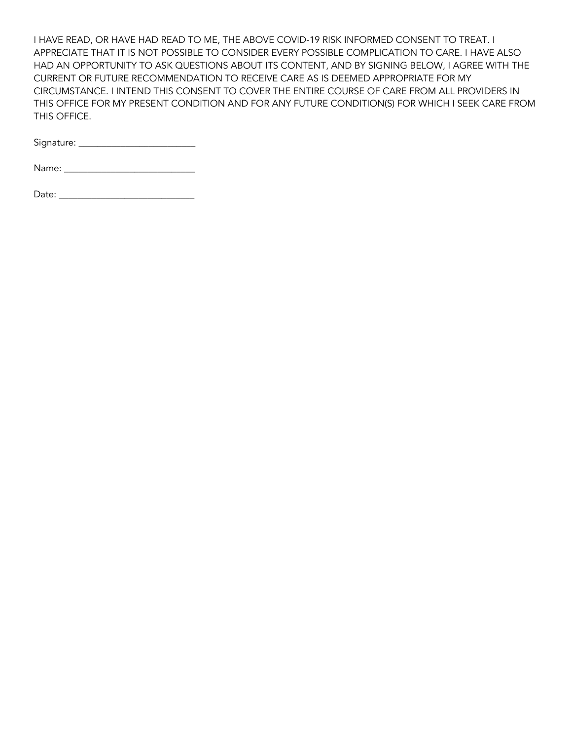I HAVE READ, OR HAVE HAD READ TO ME, THE ABOVE COVID-19 RISK INFORMED CONSENT TO TREAT. I APPRECIATE THAT IT IS NOT POSSIBLE TO CONSIDER EVERY POSSIBLE COMPLICATION TO CARE. I HAVE ALSO HAD AN OPPORTUNITY TO ASK QUESTIONS ABOUT ITS CONTENT, AND BY SIGNING BELOW, I AGREE WITH THE CURRENT OR FUTURE RECOMMENDATION TO RECEIVE CARE AS IS DEEMED APPROPRIATE FOR MY CIRCUMSTANCE. I INTEND THIS CONSENT TO COVER THE ENTIRE COURSE OF CARE FROM ALL PROVIDERS IN THIS OFFICE FOR MY PRESENT CONDITION AND FOR ANY FUTURE CONDITION(S) FOR WHICH I SEEK CARE FROM THIS OFFICE.

Signature: ________________________

Name: ___________________________

Date: ____________________________